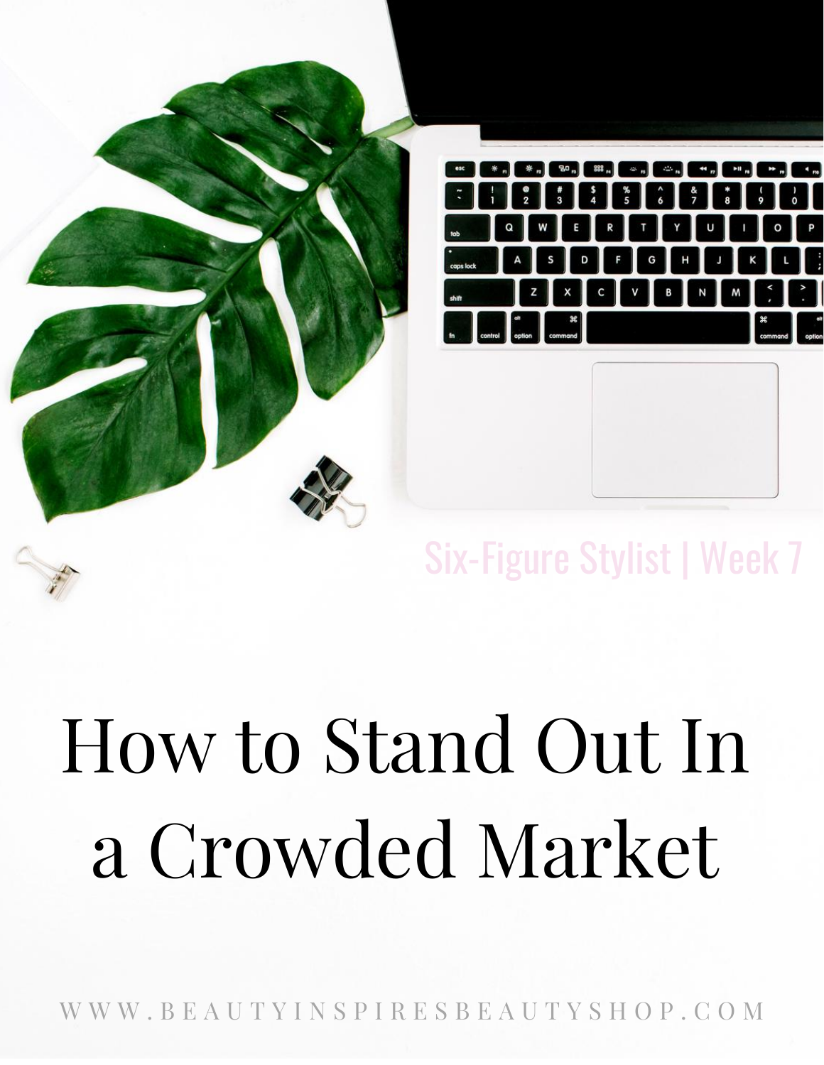Six-Figure Stylist | Week 7

# How to Stand Out In a Crowded Market

WWW.BEAUTYINSPIRESBEAUTYSHOP.COM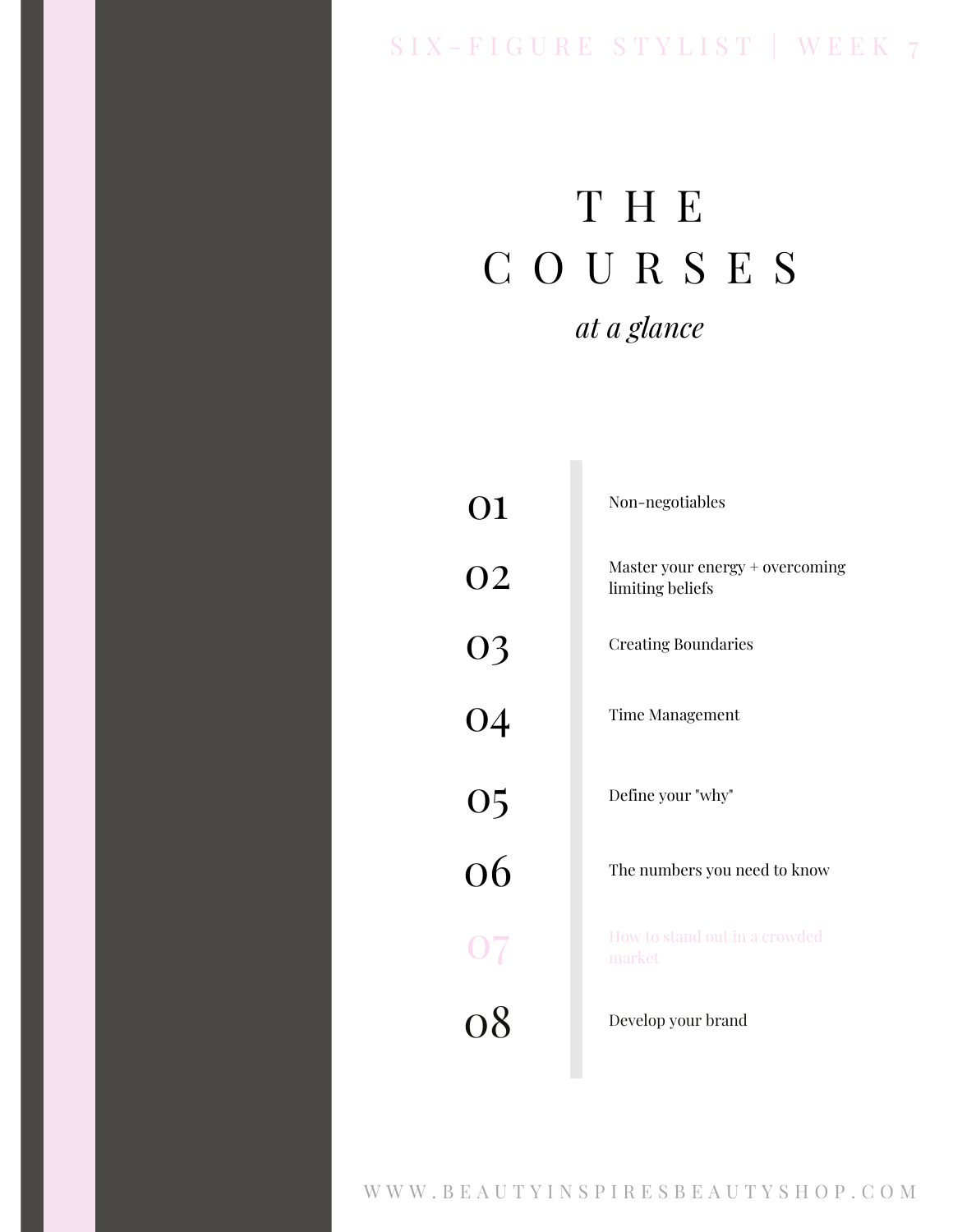# THE COURSES

*at a glance*

| | |
|---|---|
| 01 | Non-negotiables |
| 02 | Master your energy + overcoming limiting beliefs |
| 03 | Creating Boundaries |
| 04 | Time Management |
| 05 | Define your "why" |
| 06 | The numbers you need to know |
| 07 | How to stand out in a crowded market |
| 08 | Develop your brand |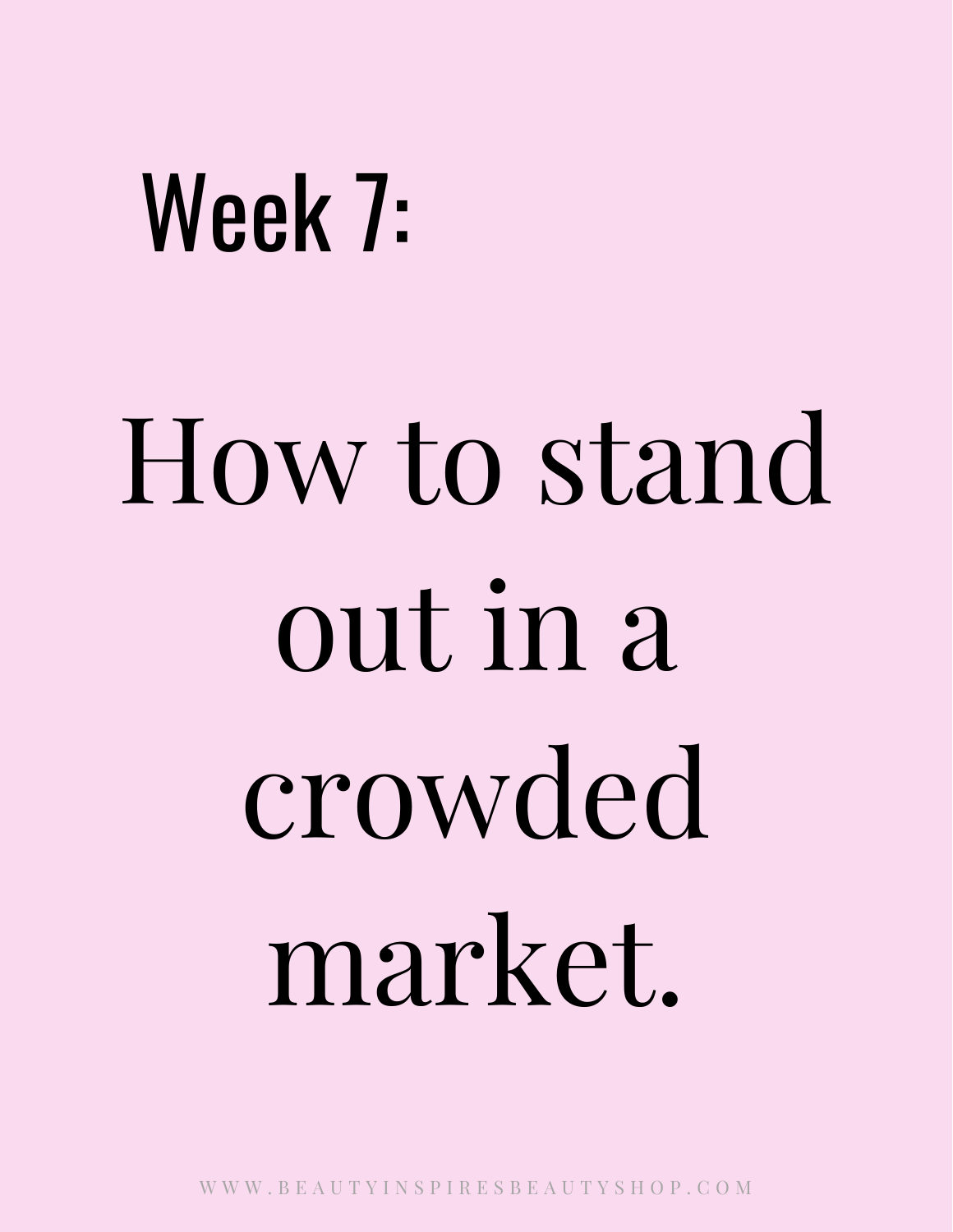## Week 7:

# How to stand out in a crowded market.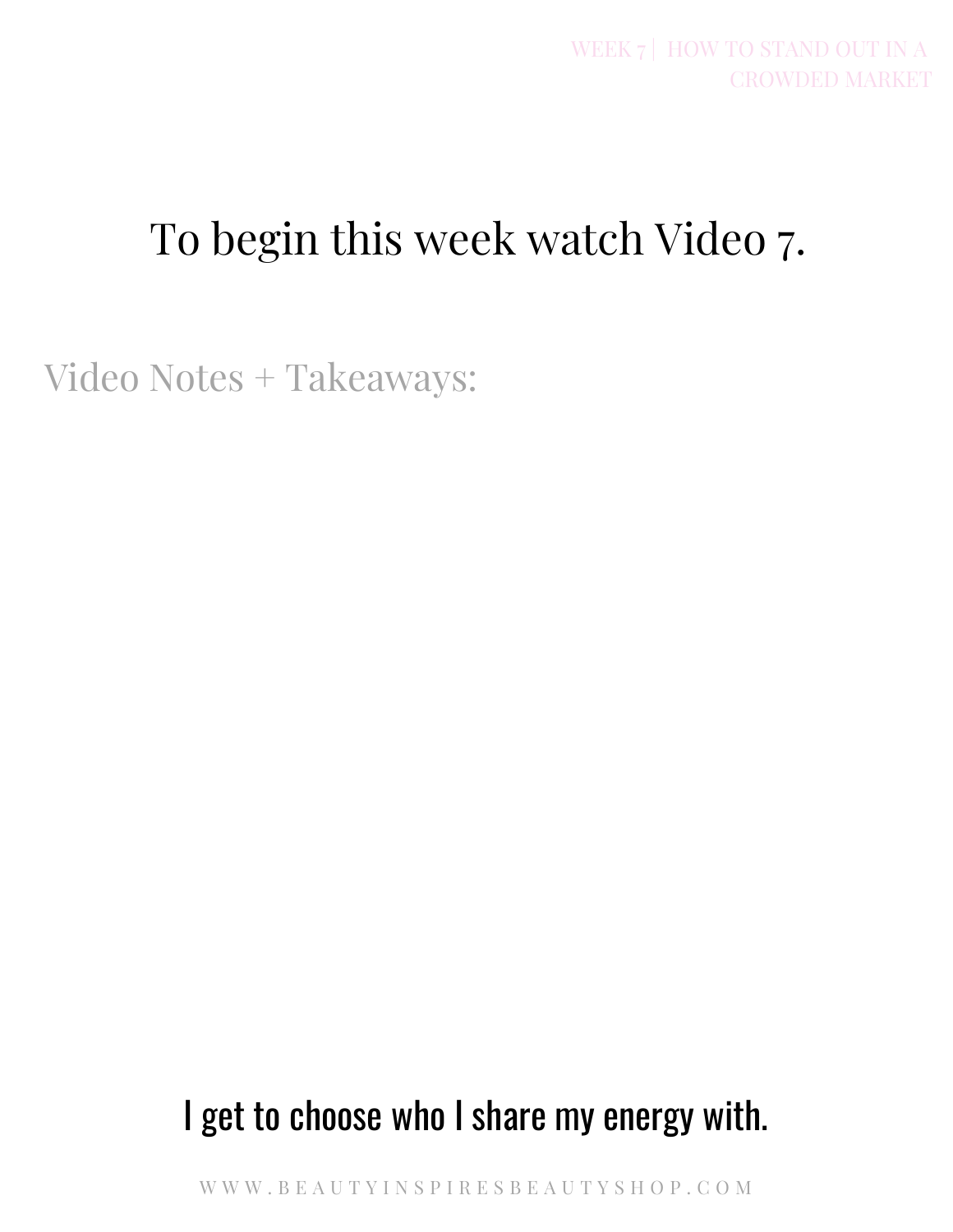# To begin this week watch Video 7.

Video Notes + Takeaways:

I get to choose who I share my energy with.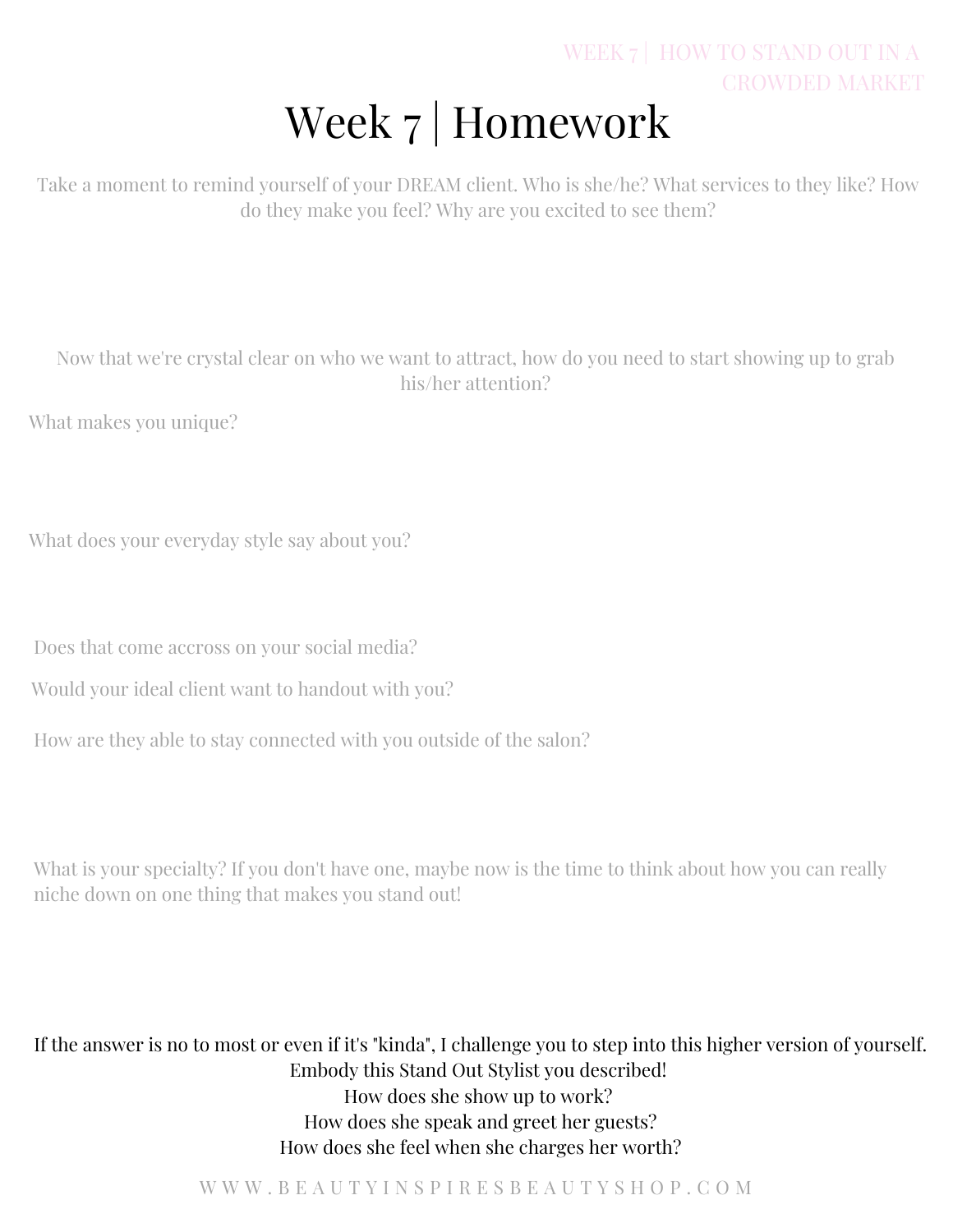# Week 7 | Homework

Take a moment to remind yourself of your DREAM client. Who is she/he? What services to they like? How do they make you feel? Why are you excited to see them?

Now that we're crystal clear on who we want to attract, how do you need to start showing up to grab his/her attention?

What makes you unique?

What does your everyday style say about you?

Does that come accross on your social media?

Would your ideal client want to handout with you?

How are they able to stay connected with you outside of the salon?

What is your specialty? If you don't have one, maybe now is the time to think about how you can really niche down on one thing that makes you stand out!

If the answer is no to most or even if it's "kinda", I challenge you to step into this higher version of yourself.
Embody this Stand Out Stylist you described!
How does she show up to work?
How does she speak and greet her guests?
How does she feel when she charges her worth?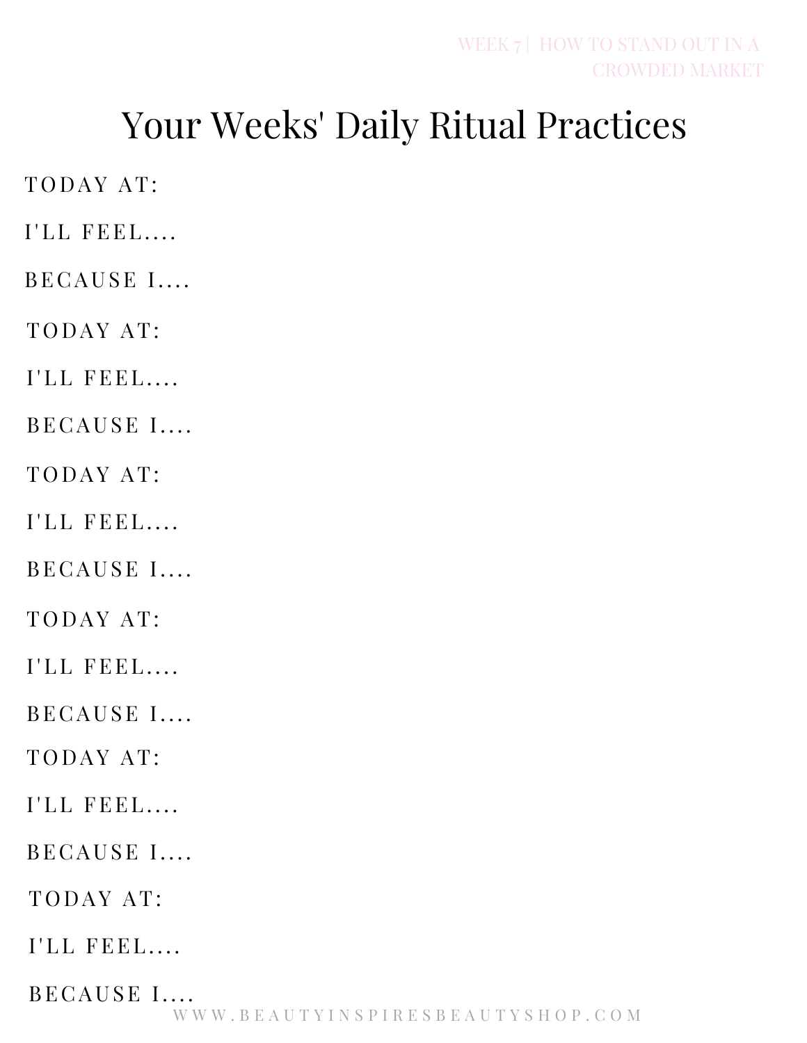# Your Weeks' Daily Ritual Practices

TODAY AT:

I'LL FEEL....

BECAUSE I....

TODAY AT:

I'LL FEEL....

BECAUSE I....

TODAY AT:

I'LL FEEL....

BECAUSE I....

TODAY AT:

I'LL FEEL....

BECAUSE I....

TODAY AT:

I'LL FEEL....

BECAUSE I....

TODAY AT:

I'LL FEEL....

BECAUSE I....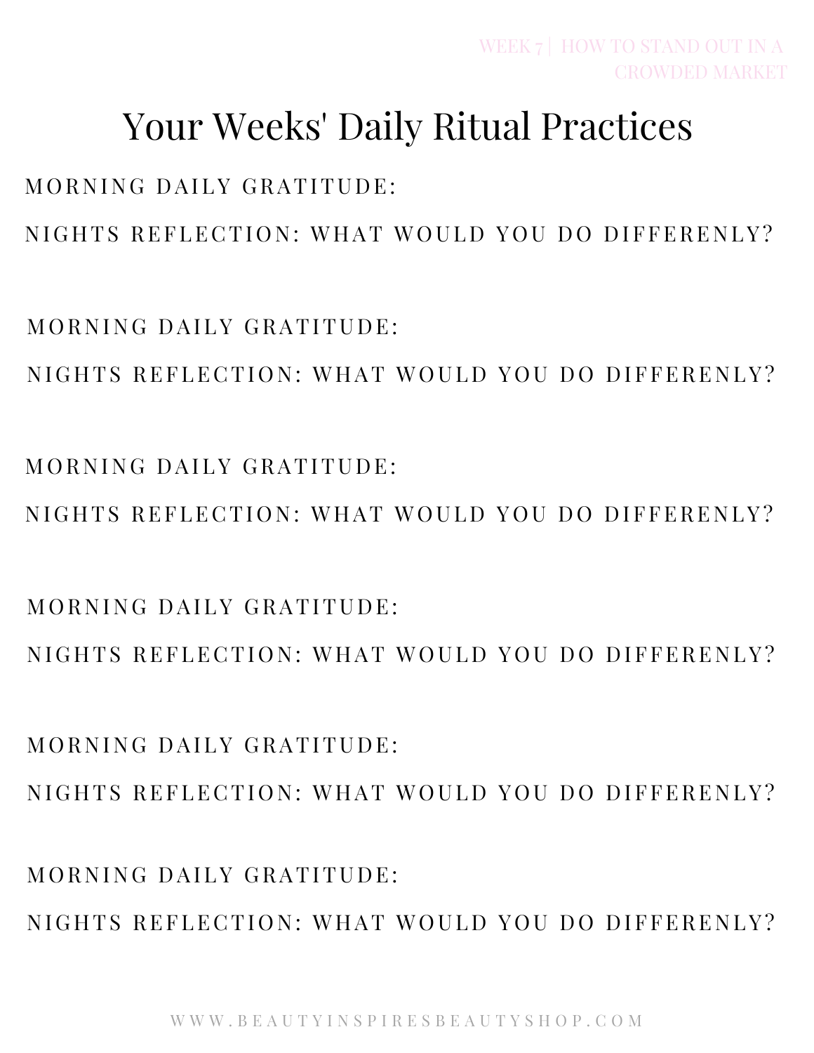# Your Weeks' Daily Ritual Practices

MORNING DAILY GRATITUDE:

NIGHTS REFLECTION: WHAT WOULD YOU DO DIFFERENLY?

MORNING DAILY GRATITUDE:

NIGHTS REFLECTION: WHAT WOULD YOU DO DIFFERENLY?

MORNING DAILY GRATITUDE:

NIGHTS REFLECTION: WHAT WOULD YOU DO DIFFERENLY?

MORNING DAILY GRATITUDE:

NIGHTS REFLECTION: WHAT WOULD YOU DO DIFFERENLY?

MORNING DAILY GRATITUDE:

NIGHTS REFLECTION: WHAT WOULD YOU DO DIFFERENLY?

MORNING DAILY GRATITUDE:

NIGHTS REFLECTION: WHAT WOULD YOU DO DIFFERENLY?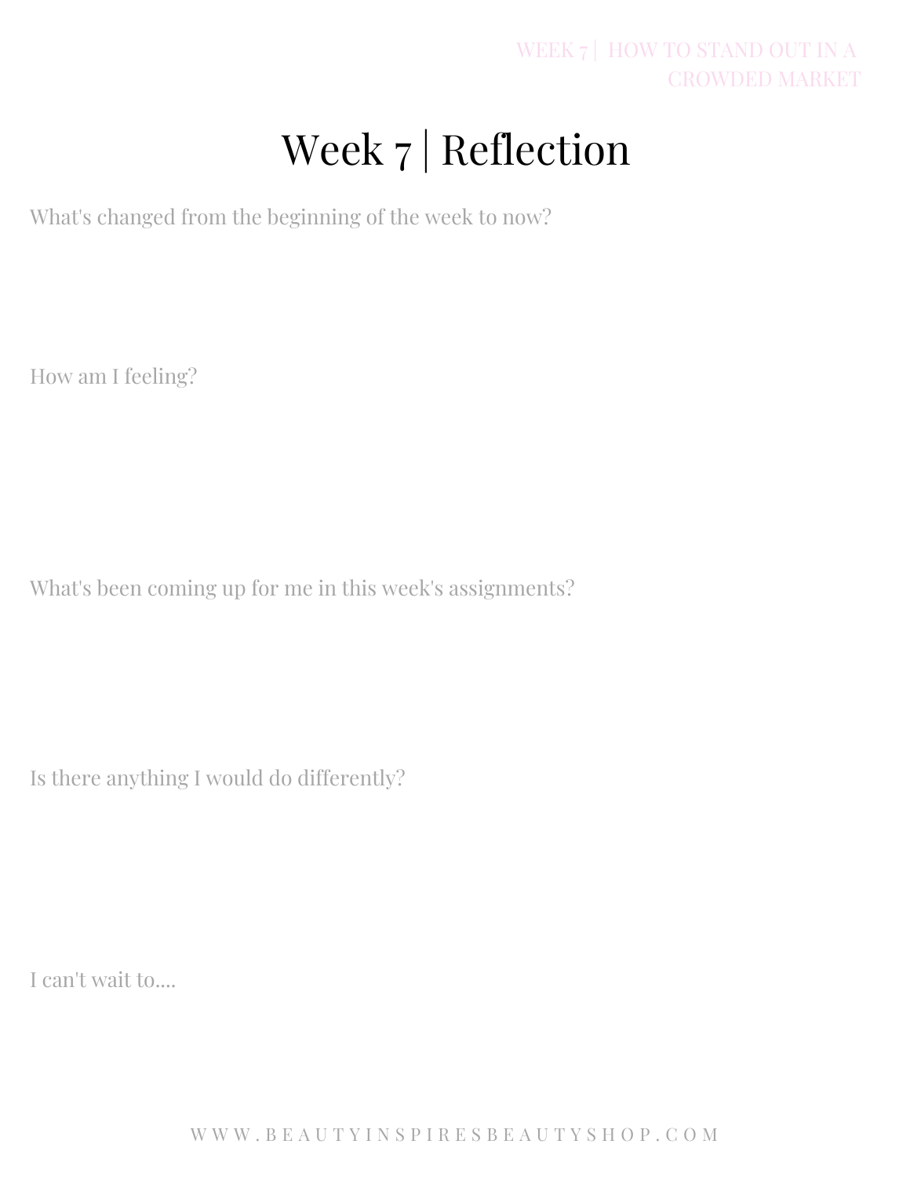# Week 7 | Reflection

What's changed from the beginning of the week to now?

How am I feeling?

What's been coming up for me in this week's assignments?

Is there anything I would do differently?

I can't wait to....